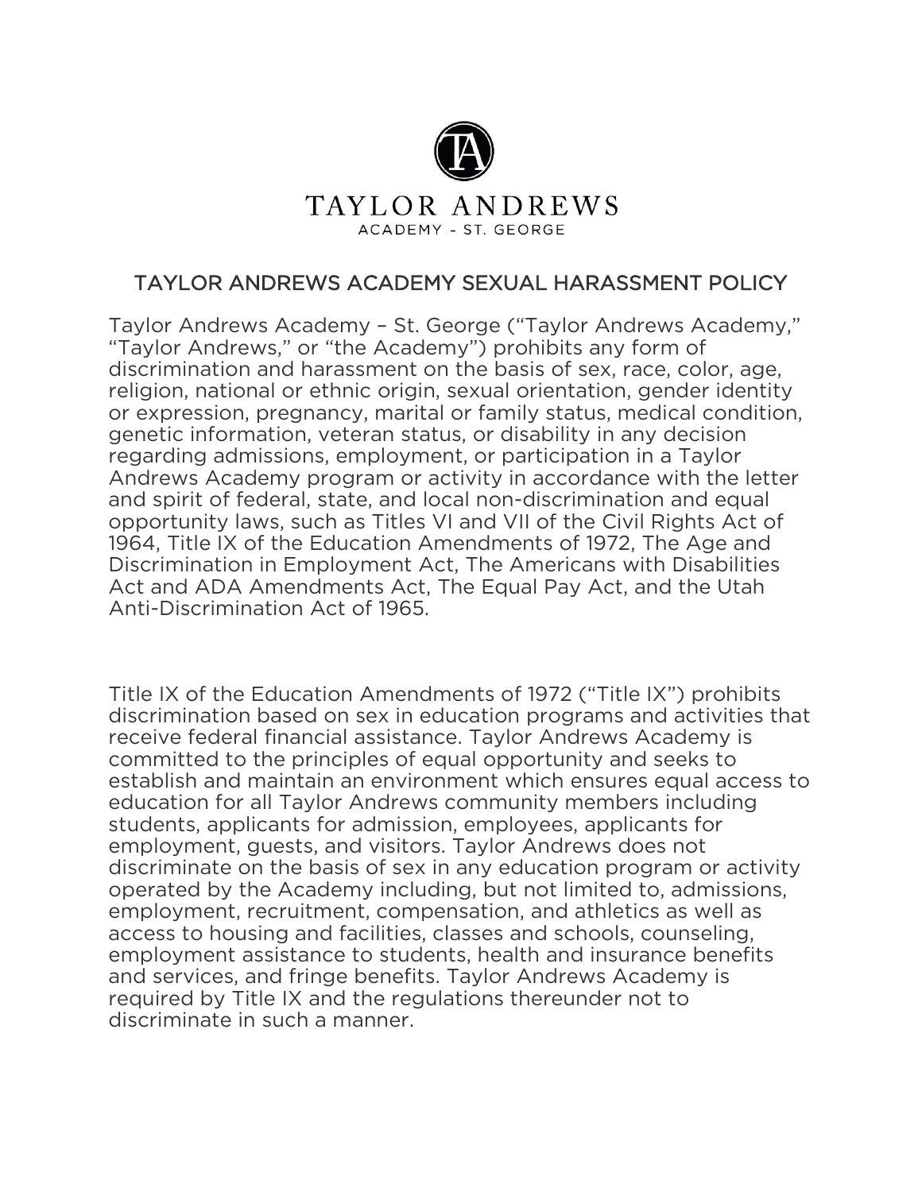TAYLOR ANDREWS

ACADEMY - ST. GEORGE

# TAYLOR ANDREWS ACADEMY SEXUAL HARASSMENT POLICY

Taylor Andrews Academy – St. George ("Taylor Andrews Academy," "Taylor Andrews," or "the Academy") prohibits any form of discrimination and harassment on the basis of sex, race, color, age, religion, national or ethnic origin, sexual orientation, gender identity or expression, pregnancy, marital or family status, medical condition, genetic information, veteran status, or disability in any decision regarding admissions, employment, or participation in a Taylor Andrews Academy program or activity in accordance with the letter and spirit of federal, state, and local non-discrimination and equal opportunity laws, such as Titles VI and VII of the Civil Rights Act of 1964, Title IX of the Education Amendments of 1972, The Age and Discrimination in Employment Act, The Americans with Disabilities Act and ADA Amendments Act, The Equal Pay Act, and the Utah Anti-Discrimination Act of 1965.

Title IX of the Education Amendments of 1972 ("Title IX") prohibits discrimination based on sex in education programs and activities that receive federal financial assistance. Taylor Andrews Academy is committed to the principles of equal opportunity and seeks to establish and maintain an environment which ensures equal access to education for all Taylor Andrews community members including students, applicants for admission, employees, applicants for employment, guests, and visitors. Taylor Andrews does not discriminate on the basis of sex in any education program or activity operated by the Academy including, but not limited to, admissions, employment, recruitment, compensation, and athletics as well as access to housing and facilities, classes and schools, counseling, employment assistance to students, health and insurance benefits and services, and fringe benefits. Taylor Andrews Academy is required by Title IX and the regulations thereunder not to discriminate in such a manner.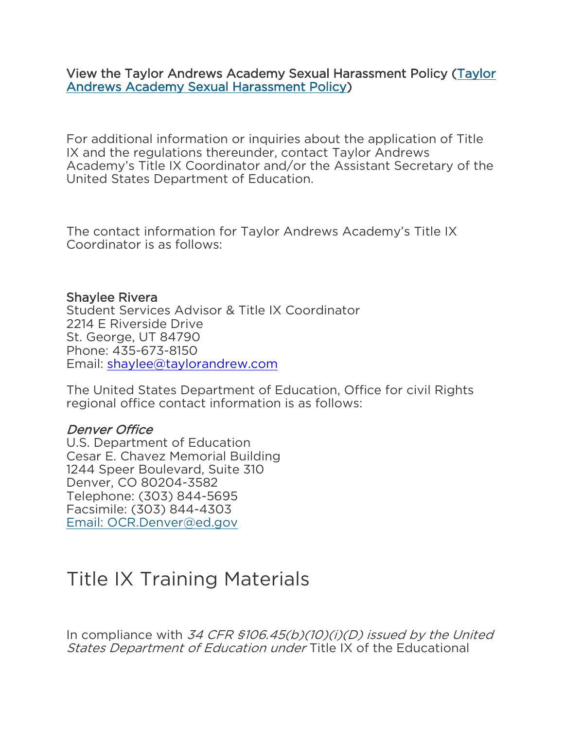View the Taylor Andrews Academy Sexual Harassment Policy ([Taylor Andrews Academy Sexual Harassment Policy](#))

For additional information or inquiries about the application of Title IX and the regulations thereunder, contact Taylor Andrews Academy's Title IX Coordinator and/or the Assistant Secretary of the United States Department of Education.

The contact information for Taylor Andrews Academy's Title IX Coordinator is as follows:

Shaylee Rivera
Student Services Advisor & Title IX Coordinator
2214 E Riverside Drive
St. George, UT 84790
Phone: 435-673-8150
Email: shaylee@taylorandrew.com

The United States Department of Education, Office for civil Rights regional office contact information is as follows:

*Denver Office*
U.S. Department of Education
Cesar E. Chavez Memorial Building
1244 Speer Boulevard, Suite 310
Denver, CO 80204-3582
Telephone: (303) 844-5695
Facsimile: (303) 844-4303
Email: OCR.Denver@ed.gov

# Title IX Training Materials

In compliance with *34 CFR §106.45(b)(10)(i)(D) issued by the United States Department of Education under* Title IX of the Educational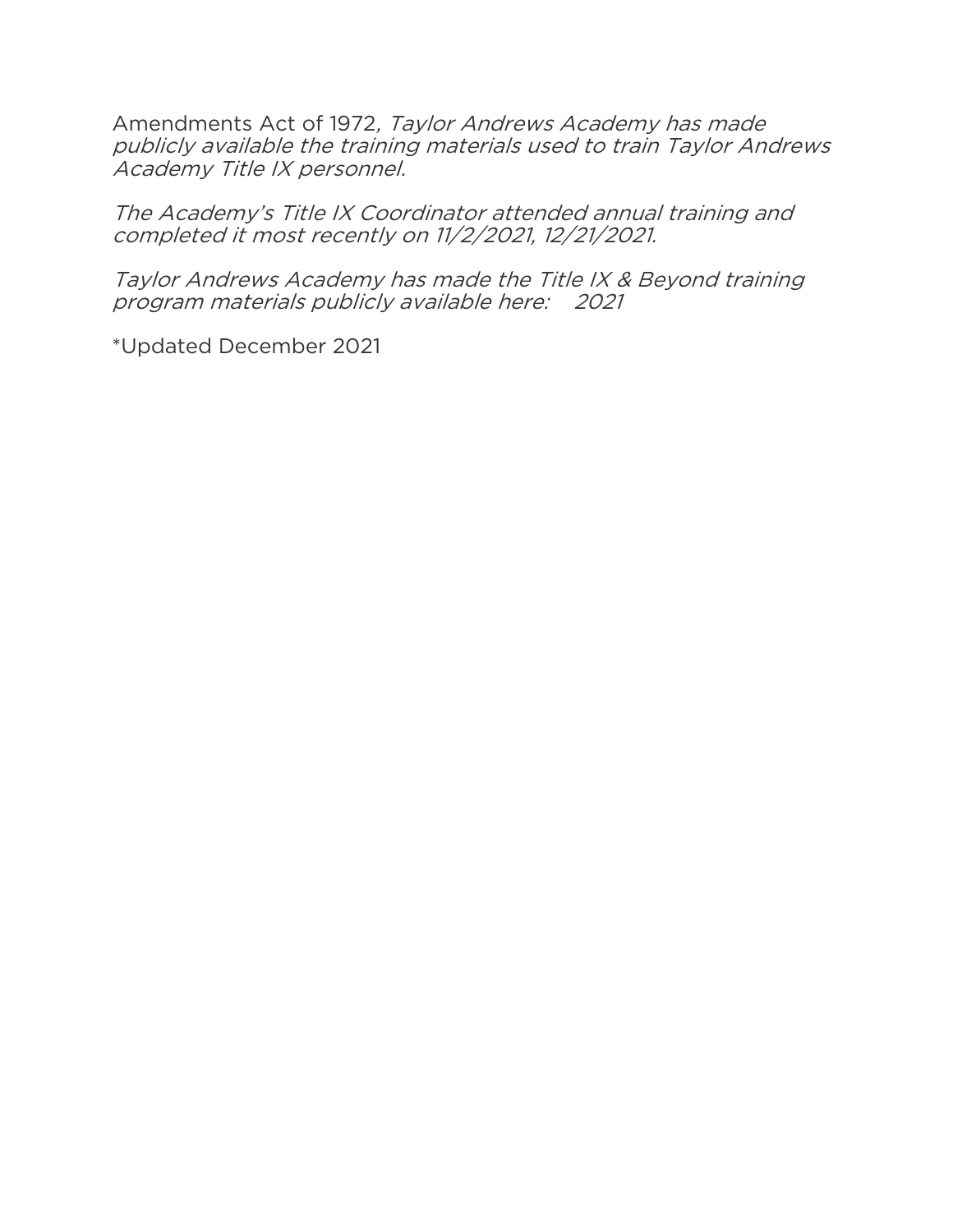Amendments Act of 1972*, Taylor Andrews Academy has made publicly available the training materials used to train Taylor Andrews Academy Title IX personnel.*

*The Academy's Title IX Coordinator attended annual training and completed it most recently on 11/2/2021, 12/21/2021.*

*Taylor Andrews Academy has made the Title IX & Beyond training program materials publicly available here: 2021*

*Updated December 2021